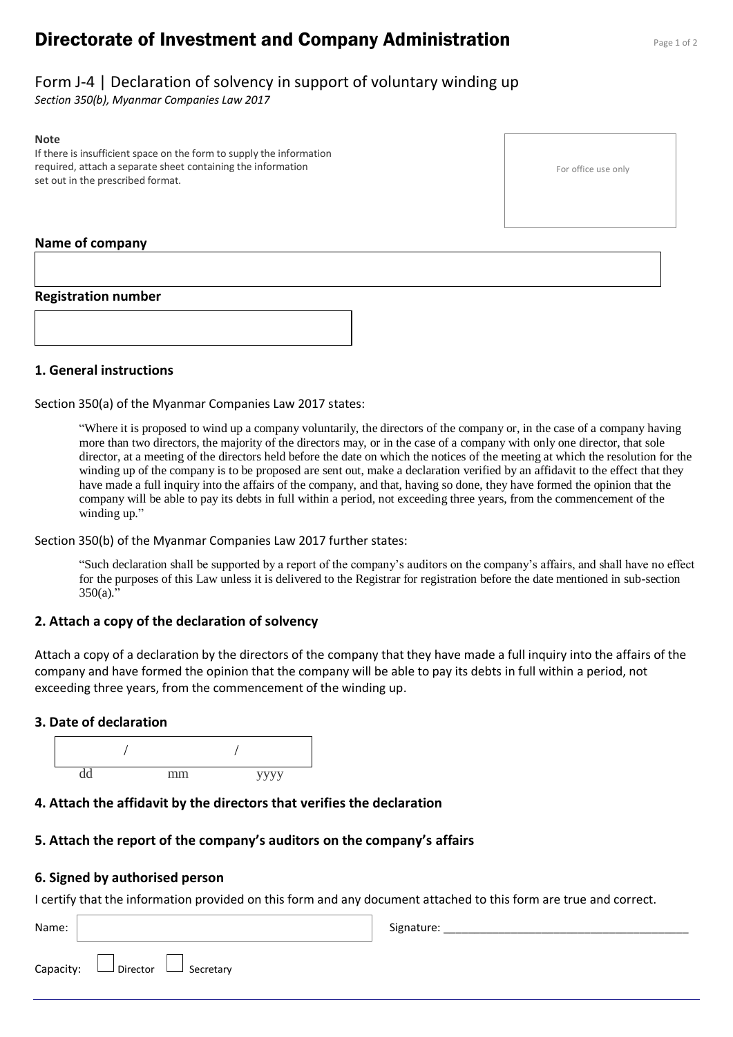# Directorate of Investment and Company Administration

## Form J-4 | Declaration of solvency in support of voluntary winding up

*Section 350(b), Myanmar Companies Law 2017*

**Note**

If there is insufficient space on the form to supply the information required, attach a separate sheet containing the information set out in the prescribed format.

For office use only

**Name of company**

**Registration number**

### 1. General instructions

Section 350(a) of the Myanmar Companies Law 2017 states:

> "Where it is proposed to wind up a company voluntarily, the directors of the company or, in the case of a company having more than two directors, the majority of the directors may, or in the case of a company with only one director, that sole director, at a meeting of the directors held before the date on which the notices of the meeting at which the resolution for the winding up of the company is to be proposed are sent out, make a declaration verified by an affidavit to the effect that they have made a full inquiry into the affairs of the company, and that, having so done, they have formed the opinion that the company will be able to pay its debts in full within a period, not exceeding three years, from the commencement of the winding up."

Section 350(b) of the Myanmar Companies Law 2017 further states:

> "Such declaration shall be supported by a report of the company's auditors on the company's affairs, and shall have no effect for the purposes of this Law unless it is delivered to the Registrar for registration before the date mentioned in sub-section 350(a)."

### 2. Attach a copy of the declaration of solvency

Attach a copy of a declaration by the directors of the company that they have made a full inquiry into the affairs of the company and have formed the opinion that the company will be able to pay its debts in full within a period, not exceeding three years, from the commencement of the winding up.

### 3. Date of declaration

/ /

dd mm yyyy

### 4. Attach the affidavit by the directors that verifies the declaration

### 5. Attach the report of the company's auditors on the company's affairs

### 6. Signed by authorised person

I certify that the information provided on this form and any document attached to this form are true and correct.

Name: 

Signature: ______________________________________

Capacity: ☐ Director ☐ Secretary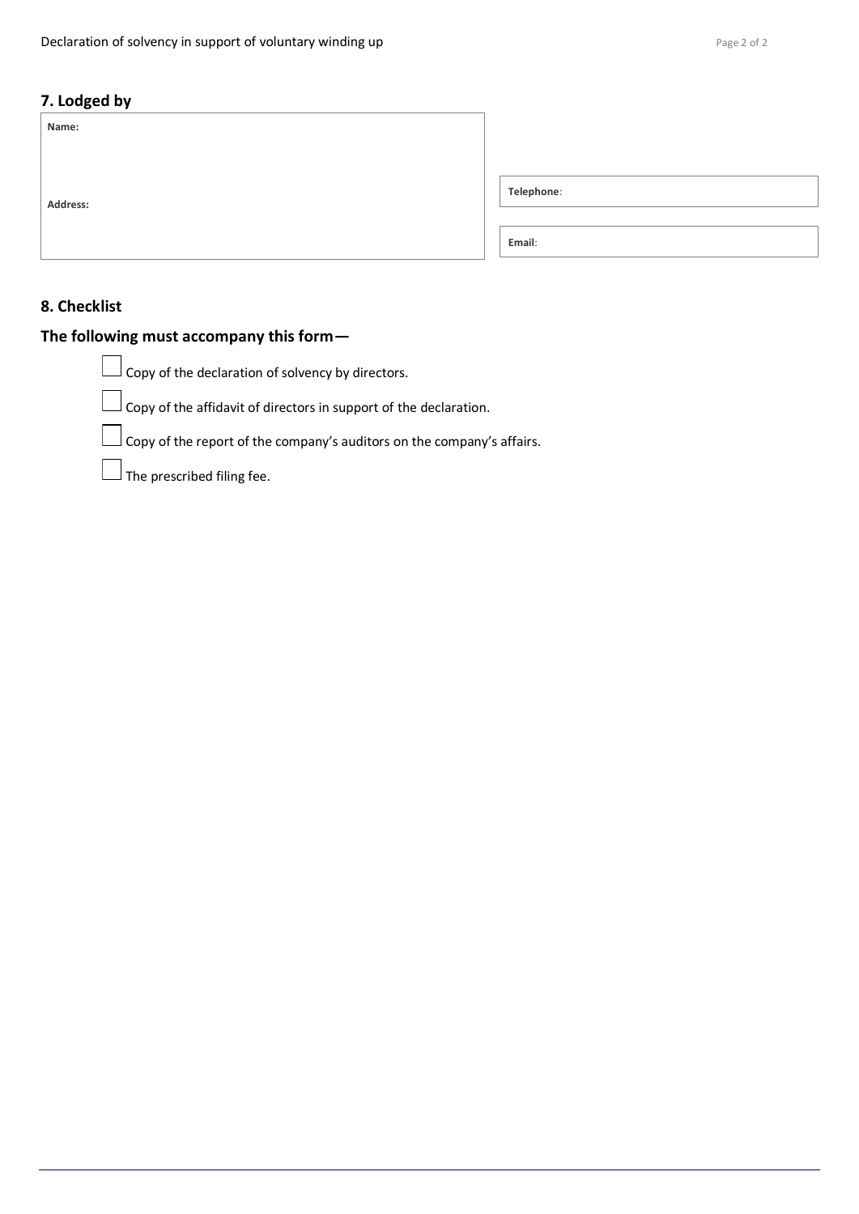## 7. Lodged by

Name:

Address:

Telephone:

Email:

## 8. Checklist

### The following must accompany this form—

- ☐ Copy of the declaration of solvency by directors.
- ☐ Copy of the affidavit of directors in support of the declaration.
- ☐ Copy of the report of the company's auditors on the company's affairs.
- ☐ The prescribed filing fee.